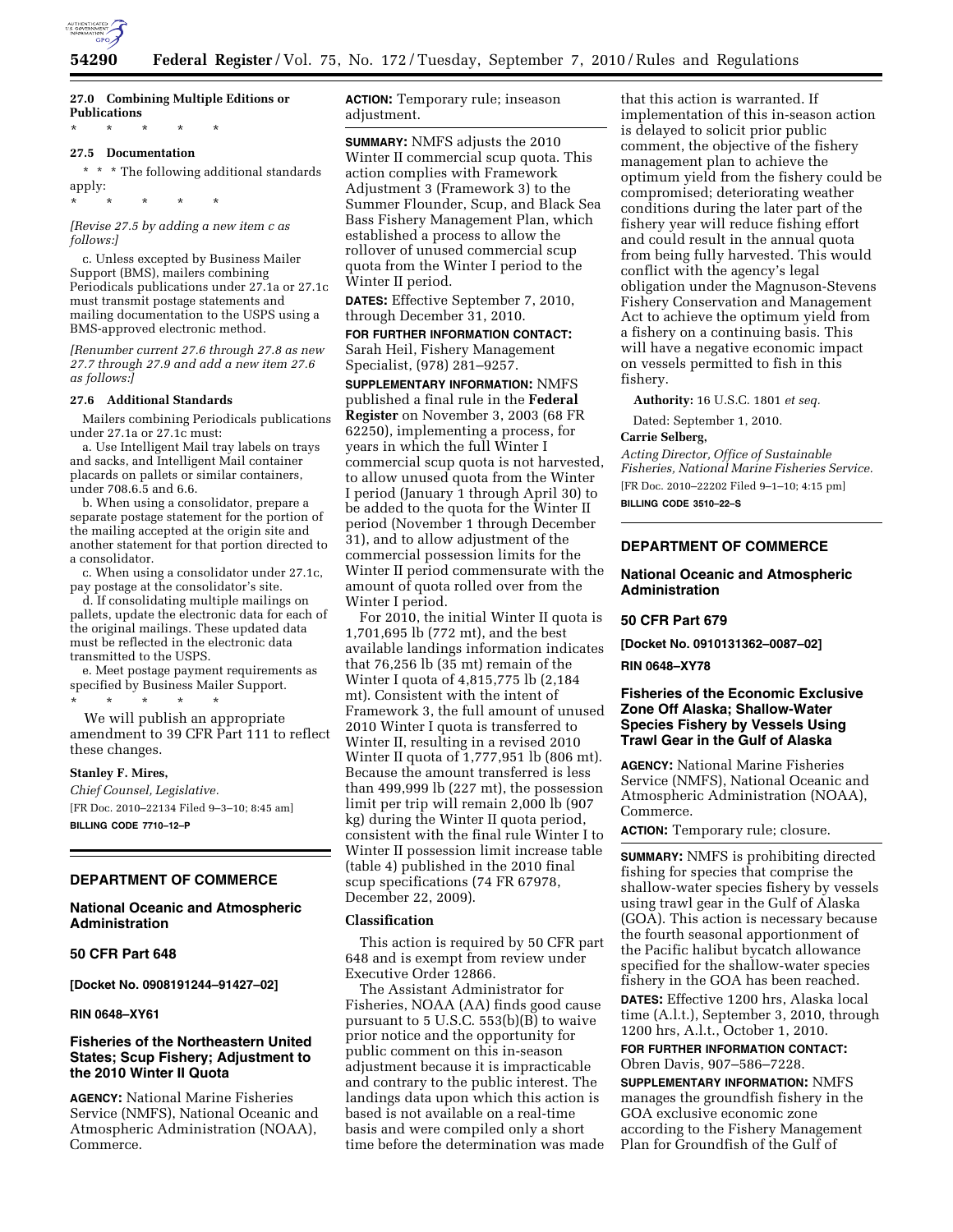**27.0 Combining Multiple Editions or Publications**

\* \* \* \* \*

**27.5 Documentation**

\* \* \* The following additional standards apply:

\* \* \* \* \*

*[Revise 27.5 by adding a new item c as follows:]*

c. Unless excepted by Business Mailer Support (BMS), mailers combining Periodicals publications under 27.1a or 27.1c must transmit postage statements and mailing documentation to the USPS using a BMS-approved electronic method.

*[Renumber current 27.6 through 27.8 as new 27.7 through 27.9 and add a new item 27.6 as follows:]*

**27.6 Additional Standards**

Mailers combining Periodicals publications under 27.1a or 27.1c must:

a. Use Intelligent Mail tray labels on trays and sacks, and Intelligent Mail container placards on pallets or similar containers, under 708.6.5 and 6.6.

b. When using a consolidator, prepare a separate postage statement for the portion of the mailing accepted at the origin site and another statement for that portion directed to a consolidator.

c. When using a consolidator under 27.1c, pay postage at the consolidator's site.

d. If consolidating multiple mailings on pallets, update the electronic data for each of the original mailings. These updated data must be reflected in the electronic data transmitted to the USPS.

e. Meet postage payment requirements as specified by Business Mailer Support.

\* \* \* \* \*

We will publish an appropriate amendment to 39 CFR Part 111 to reflect these changes.

**Stanley F. Mires,**

*Chief Counsel, Legislative.*

[FR Doc. 2010–22134 Filed 9–3–10; 8:45 am]

**BILLING CODE 7710–12–P**

---

## DEPARTMENT OF COMMERCE

### National Oceanic and Atmospheric Administration

### 50 CFR Part 648

**[Docket No. 0908191244–91427–02]**

**RIN 0648–XY61**

## Fisheries of the Northeastern United States; Scup Fishery; Adjustment to the 2010 Winter II Quota

**AGENCY:** National Marine Fisheries Service (NMFS), National Oceanic and Atmospheric Administration (NOAA), Commerce.

**ACTION:** Temporary rule; inseason adjustment.

**SUMMARY:** NMFS adjusts the 2010 Winter II commercial scup quota. This action complies with Framework Adjustment 3 (Framework 3) to the Summer Flounder, Scup, and Black Sea Bass Fishery Management Plan, which established a process to allow the rollover of unused commercial scup quota from the Winter I period to the Winter II period.

**DATES:** Effective September 7, 2010, through December 31, 2010.

**FOR FURTHER INFORMATION CONTACT:** Sarah Heil, Fishery Management Specialist, (978) 281–9257.

**SUPPLEMENTARY INFORMATION:** NMFS published a final rule in the **Federal Register** on November 3, 2003 (68 FR 62250), implementing a process, for years in which the full Winter I commercial scup quota is not harvested, to allow unused quota from the Winter I period (January 1 through April 30) to be added to the quota for the Winter II period (November 1 through December 31), and to allow adjustment of the commercial possession limits for the Winter II period commensurate with the amount of quota rolled over from the Winter I period.

For 2010, the initial Winter II quota is 1,701,695 lb (772 mt), and the best available landings information indicates that 76,256 lb (35 mt) remain of the Winter I quota of 4,815,775 lb (2,184 mt). Consistent with the intent of Framework 3, the full amount of unused 2010 Winter I quota is transferred to Winter II, resulting in a revised 2010 Winter II quota of 1,777,951 lb (806 mt). Because the amount transferred is less than 499,999 lb (227 mt), the possession limit per trip will remain 2,000 lb (907 kg) during the Winter II quota period, consistent with the final rule Winter I to Winter II possession limit increase table (table 4) published in the 2010 final scup specifications (74 FR 67978, December 22, 2009).

### Classification

This action is required by 50 CFR part 648 and is exempt from review under Executive Order 12866.

The Assistant Administrator for Fisheries, NOAA (AA) finds good cause pursuant to 5 U.S.C. 553(b)(B) to waive prior notice and the opportunity for public comment on this in-season adjustment because it is impracticable and contrary to the public interest. The landings data upon which this action is based is not available on a real-time basis and were compiled only a short time before the determination was made that this action is warranted. If implementation of this in-season action is delayed to solicit prior public comment, the objective of the fishery management plan to achieve the optimum yield from the fishery could be compromised; deteriorating weather conditions during the later part of the fishery year will reduce fishing effort and could result in the annual quota from being fully harvested. This would conflict with the agency's legal obligation under the Magnuson-Stevens Fishery Conservation and Management Act to achieve the optimum yield from a fishery on a continuing basis. This will have a negative economic impact on vessels permitted to fish in this fishery.

**Authority:** 16 U.S.C. 1801 *et seq.*

Dated: September 1, 2010.

**Carrie Selberg,**

*Acting Director, Office of Sustainable Fisheries, National Marine Fisheries Service.*

[FR Doc. 2010–22202 Filed 9–1–10; 4:15 pm]

**BILLING CODE 3510–22–S**

---

## DEPARTMENT OF COMMERCE

### National Oceanic and Atmospheric Administration

### 50 CFR Part 679

**[Docket No. 0910131362–0087–02]**

**RIN 0648–XY78**

## Fisheries of the Economic Exclusive Zone Off Alaska; Shallow-Water Species Fishery by Vessels Using Trawl Gear in the Gulf of Alaska

**AGENCY:** National Marine Fisheries Service (NMFS), National Oceanic and Atmospheric Administration (NOAA), Commerce.

**ACTION:** Temporary rule; closure.

**SUMMARY:** NMFS is prohibiting directed fishing for species that comprise the shallow-water species fishery by vessels using trawl gear in the Gulf of Alaska (GOA). This action is necessary because the fourth seasonal apportionment of the Pacific halibut bycatch allowance specified for the shallow-water species fishery in the GOA has been reached.

**DATES:** Effective 1200 hrs, Alaska local time (A.l.t.), September 3, 2010, through 1200 hrs, A.l.t., October 1, 2010.

**FOR FURTHER INFORMATION CONTACT:** Obren Davis, 907–586–7228.

**SUPPLEMENTARY INFORMATION:** NMFS manages the groundfish fishery in the GOA exclusive economic zone according to the Fishery Management Plan for Groundfish of the Gulf of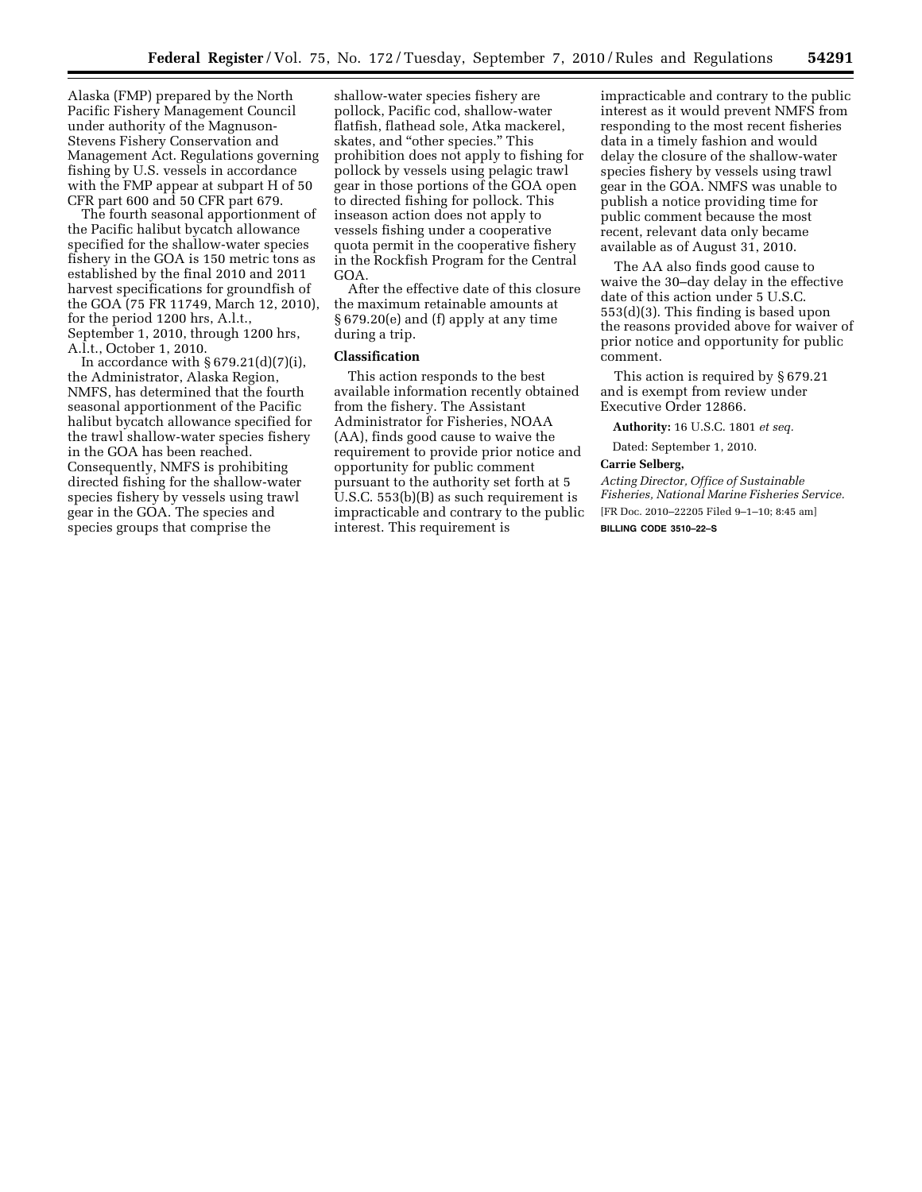Alaska (FMP) prepared by the North Pacific Fishery Management Council under authority of the Magnuson-Stevens Fishery Conservation and Management Act. Regulations governing fishing by U.S. vessels in accordance with the FMP appear at subpart H of 50 CFR part 600 and 50 CFR part 679.

The fourth seasonal apportionment of the Pacific halibut bycatch allowance specified for the shallow-water species fishery in the GOA is 150 metric tons as established by the final 2010 and 2011 harvest specifications for groundfish of the GOA (75 FR 11749, March 12, 2010), for the period 1200 hrs, A.l.t., September 1, 2010, through 1200 hrs, A.l.t., October 1, 2010.

In accordance with § 679.21(d)(7)(i), the Administrator, Alaska Region, NMFS, has determined that the fourth seasonal apportionment of the Pacific halibut bycatch allowance specified for the trawl shallow-water species fishery in the GOA has been reached. Consequently, NMFS is prohibiting directed fishing for the shallow-water species fishery by vessels using trawl gear in the GOA. The species and species groups that comprise the shallow-water species fishery are pollock, Pacific cod, shallow-water flatfish, flathead sole, Atka mackerel, skates, and "other species." This prohibition does not apply to fishing for pollock by vessels using pelagic trawl gear in those portions of the GOA open to directed fishing for pollock. This inseason action does not apply to vessels fishing under a cooperative quota permit in the cooperative fishery in the Rockfish Program for the Central GOA.

After the effective date of this closure the maximum retainable amounts at § 679.20(e) and (f) apply at any time during a trip.

## Classification

This action responds to the best available information recently obtained from the fishery. The Assistant Administrator for Fisheries, NOAA (AA), finds good cause to waive the requirement to provide prior notice and opportunity for public comment pursuant to the authority set forth at 5 U.S.C. 553(b)(B) as such requirement is impracticable and contrary to the public interest. This requirement is impracticable and contrary to the public interest as it would prevent NMFS from responding to the most recent fisheries data in a timely fashion and would delay the closure of the shallow-water species fishery by vessels using trawl gear in the GOA. NMFS was unable to publish a notice providing time for public comment because the most recent, relevant data only became available as of August 31, 2010.

The AA also finds good cause to waive the 30–day delay in the effective date of this action under 5 U.S.C. 553(d)(3). This finding is based upon the reasons provided above for waiver of prior notice and opportunity for public comment.

This action is required by § 679.21 and is exempt from review under Executive Order 12866.

**Authority:** 16 U.S.C. 1801 *et seq.*

Dated: September 1, 2010.

**Carrie Selberg,**

*Acting Director, Office of Sustainable Fisheries, National Marine Fisheries Service.*

[FR Doc. 2010–22205 Filed 9–1–10; 8:45 am]

**BILLING CODE 3510–22–S**